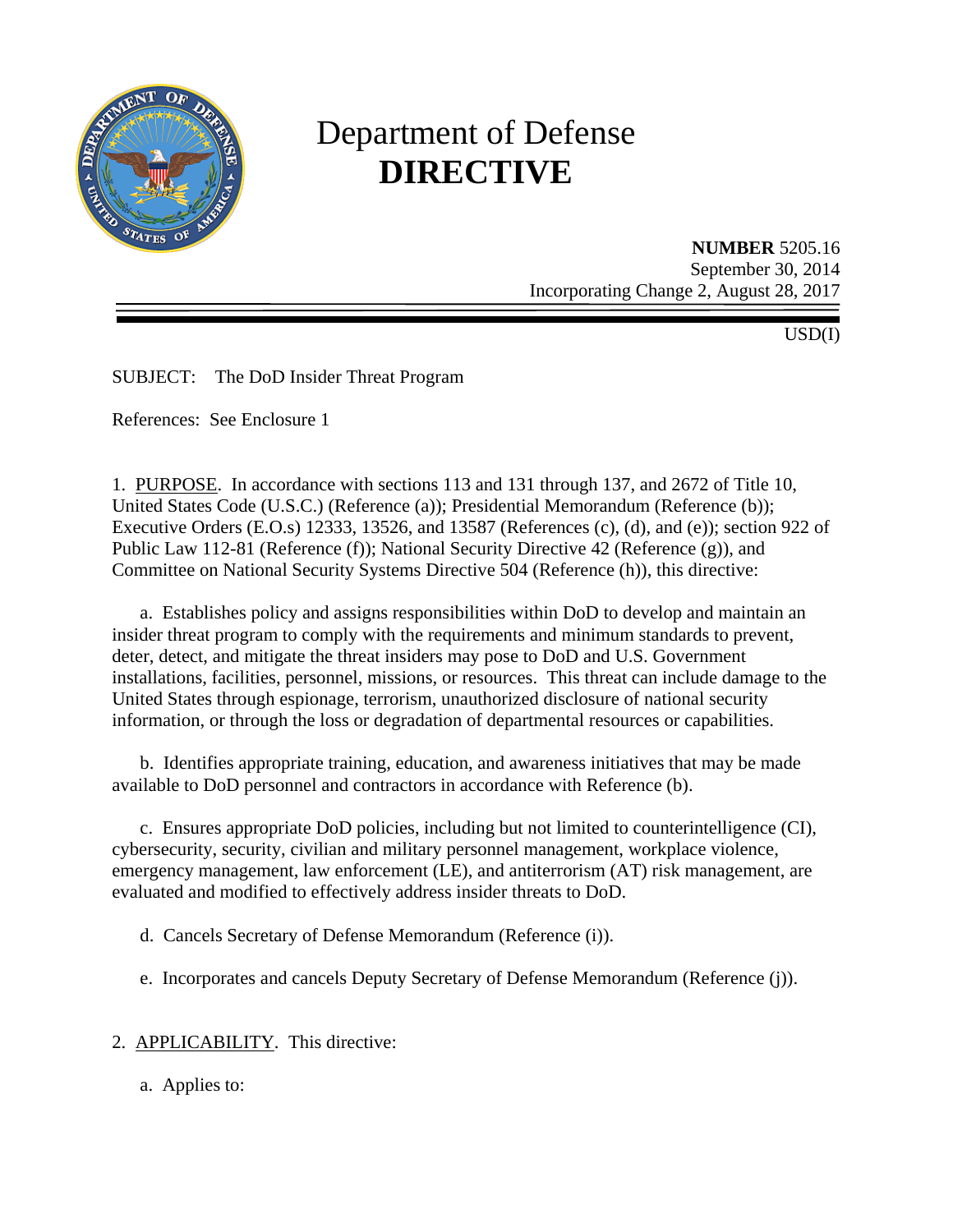# Department of Defense
# **DIRECTIVE**

**NUMBER** 5205.16
September 30, 2014
Incorporating Change 2, August 28, 2017

USD(I)

SUBJECT: The DoD Insider Threat Program

References: See Enclosure 1

1. PURPOSE. In accordance with sections 113 and 131 through 137, and 2672 of Title 10, United States Code (U.S.C.) (Reference (a)); Presidential Memorandum (Reference (b)); Executive Orders (E.O.s) 12333, 13526, and 13587 (References (c), (d), and (e)); section 922 of Public Law 112-81 (Reference (f)); National Security Directive 42 (Reference (g)), and Committee on National Security Systems Directive 504 (Reference (h)), this directive:

a. Establishes policy and assigns responsibilities within DoD to develop and maintain an insider threat program to comply with the requirements and minimum standards to prevent, deter, detect, and mitigate the threat insiders may pose to DoD and U.S. Government installations, facilities, personnel, missions, or resources. This threat can include damage to the United States through espionage, terrorism, unauthorized disclosure of national security information, or through the loss or degradation of departmental resources or capabilities.

b. Identifies appropriate training, education, and awareness initiatives that may be made available to DoD personnel and contractors in accordance with Reference (b).

c. Ensures appropriate DoD policies, including but not limited to counterintelligence (CI), cybersecurity, security, civilian and military personnel management, workplace violence, emergency management, law enforcement (LE), and antiterrorism (AT) risk management, are evaluated and modified to effectively address insider threats to DoD.

d. Cancels Secretary of Defense Memorandum (Reference (i)).

e. Incorporates and cancels Deputy Secretary of Defense Memorandum (Reference (j)).

2. APPLICABILITY. This directive:

a. Applies to: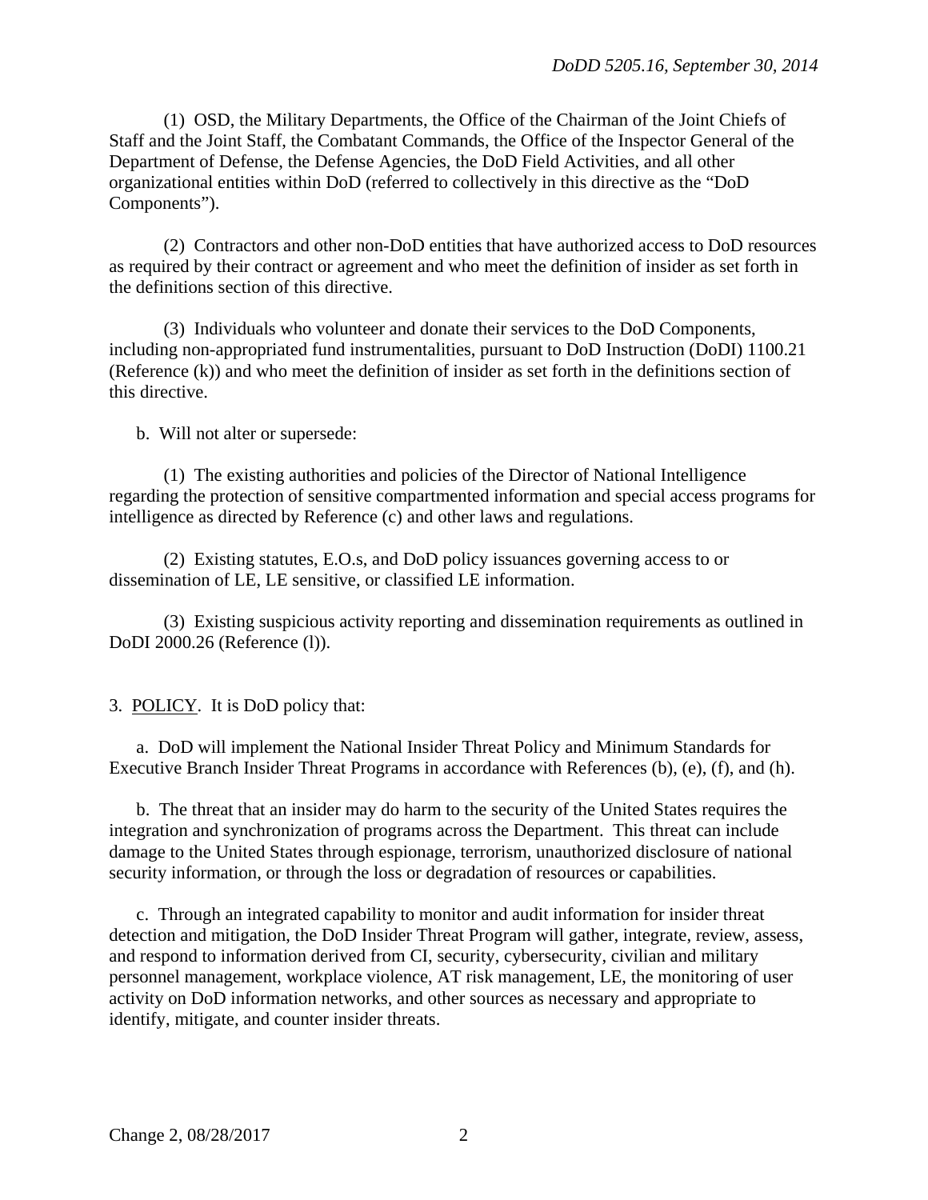(1) OSD, the Military Departments, the Office of the Chairman of the Joint Chiefs of Staff and the Joint Staff, the Combatant Commands, the Office of the Inspector General of the Department of Defense, the Defense Agencies, the DoD Field Activities, and all other organizational entities within DoD (referred to collectively in this directive as the "DoD Components").

(2) Contractors and other non-DoD entities that have authorized access to DoD resources as required by their contract or agreement and who meet the definition of insider as set forth in the definitions section of this directive.

(3) Individuals who volunteer and donate their services to the DoD Components, including non-appropriated fund instrumentalities, pursuant to DoD Instruction (DoDI) 1100.21 (Reference (k)) and who meet the definition of insider as set forth in the definitions section of this directive.

b. Will not alter or supersede:

(1) The existing authorities and policies of the Director of National Intelligence regarding the protection of sensitive compartmented information and special access programs for intelligence as directed by Reference (c) and other laws and regulations.

(2) Existing statutes, E.O.s, and DoD policy issuances governing access to or dissemination of LE, LE sensitive, or classified LE information.

(3) Existing suspicious activity reporting and dissemination requirements as outlined in DoDI 2000.26 (Reference (l)).

3. POLICY. It is DoD policy that:

a. DoD will implement the National Insider Threat Policy and Minimum Standards for Executive Branch Insider Threat Programs in accordance with References (b), (e), (f), and (h).

b. The threat that an insider may do harm to the security of the United States requires the integration and synchronization of programs across the Department. This threat can include damage to the United States through espionage, terrorism, unauthorized disclosure of national security information, or through the loss or degradation of resources or capabilities.

c. Through an integrated capability to monitor and audit information for insider threat detection and mitigation, the DoD Insider Threat Program will gather, integrate, review, assess, and respond to information derived from CI, security, cybersecurity, civilian and military personnel management, workplace violence, AT risk management, LE, the monitoring of user activity on DoD information networks, and other sources as necessary and appropriate to identify, mitigate, and counter insider threats.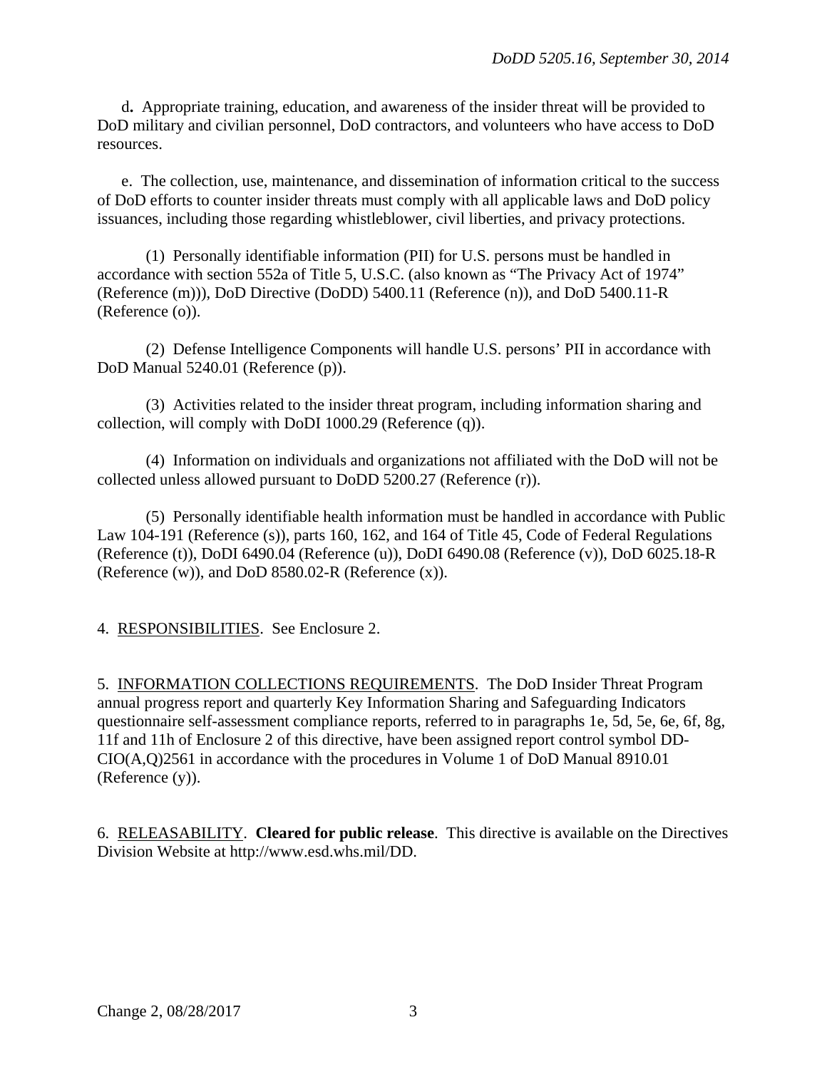d**.** Appropriate training, education, and awareness of the insider threat will be provided to DoD military and civilian personnel, DoD contractors, and volunteers who have access to DoD resources.

e. The collection, use, maintenance, and dissemination of information critical to the success of DoD efforts to counter insider threats must comply with all applicable laws and DoD policy issuances, including those regarding whistleblower, civil liberties, and privacy protections.

(1) Personally identifiable information (PII) for U.S. persons must be handled in accordance with section 552a of Title 5, U.S.C. (also known as "The Privacy Act of 1974" (Reference (m))), DoD Directive (DoDD) 5400.11 (Reference (n)), and DoD 5400.11-R (Reference (o)).

(2) Defense Intelligence Components will handle U.S. persons' PII in accordance with DoD Manual 5240.01 (Reference (p)).

(3) Activities related to the insider threat program, including information sharing and collection, will comply with DoDI 1000.29 (Reference (q)).

(4) Information on individuals and organizations not affiliated with the DoD will not be collected unless allowed pursuant to DoDD 5200.27 (Reference (r)).

(5) Personally identifiable health information must be handled in accordance with Public Law 104-191 (Reference (s)), parts 160, 162, and 164 of Title 45, Code of Federal Regulations (Reference (t)), DoDI 6490.04 (Reference (u)), DoDI 6490.08 (Reference (v)), DoD 6025.18-R (Reference (w)), and DoD 8580.02-R (Reference (x)).

4. <u>RESPONSIBILITIES</u>. See Enclosure 2.

5. <u>INFORMATION COLLECTIONS REQUIREMENTS</u>. The DoD Insider Threat Program annual progress report and quarterly Key Information Sharing and Safeguarding Indicators questionnaire self-assessment compliance reports, referred to in paragraphs 1e, 5d, 5e, 6e, 6f, 8g, 11f and 11h of Enclosure 2 of this directive, have been assigned report control symbol DD-CIO(A,Q)2561 in accordance with the procedures in Volume 1 of DoD Manual 8910.01 (Reference (y)).

6. <u>RELEASABILITY</u>. **Cleared for public release**. This directive is available on the Directives Division Website at http://www.esd.whs.mil/DD.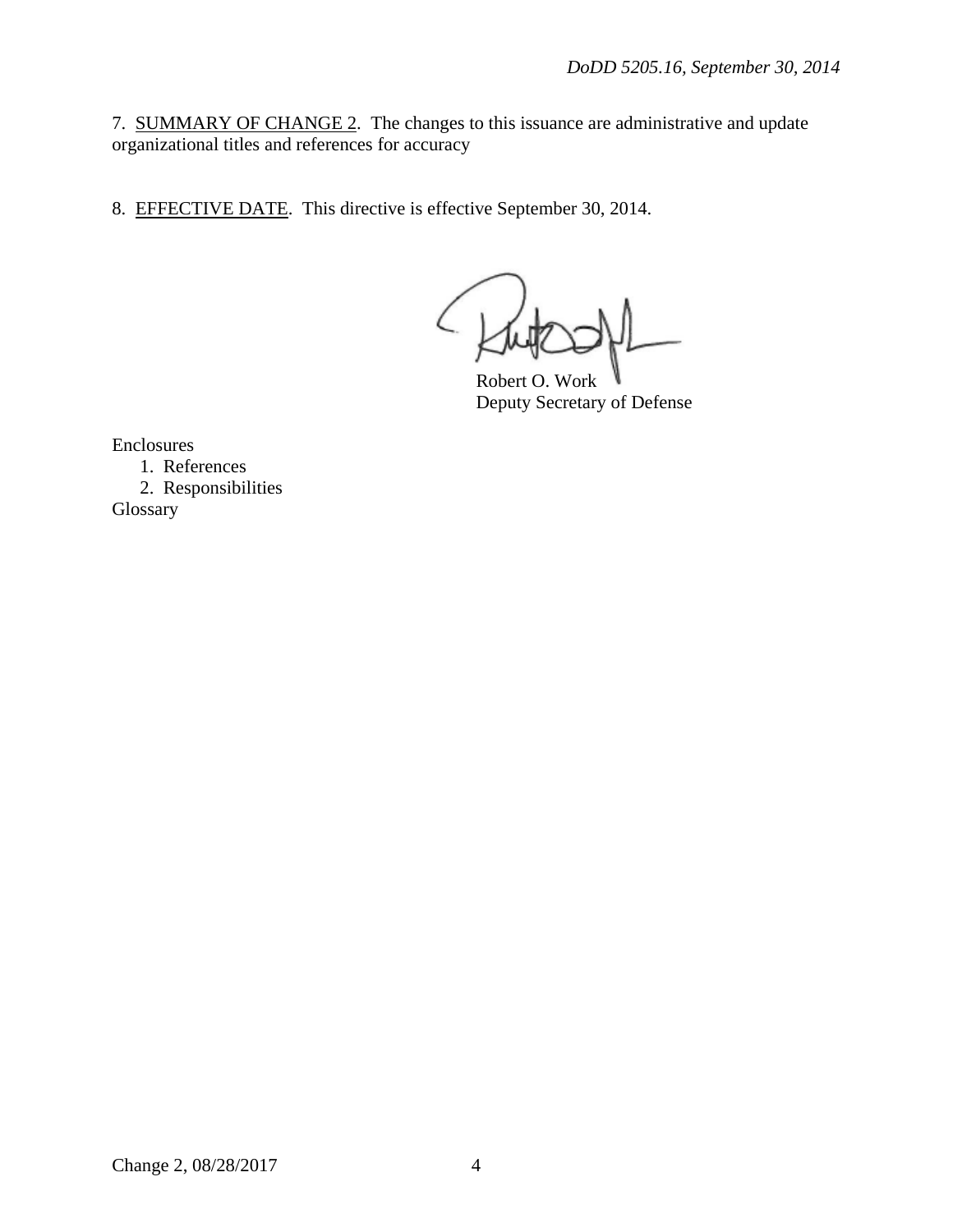7. <u>SUMMARY OF CHANGE 2</u>. The changes to this issuance are administrative and update organizational titles and references for accuracy

8. <u>EFFECTIVE DATE</u>. This directive is effective September 30, 2014.

Robert O. Work
Deputy Secretary of Defense

Enclosures
1. References
2. Responsibilities
Glossary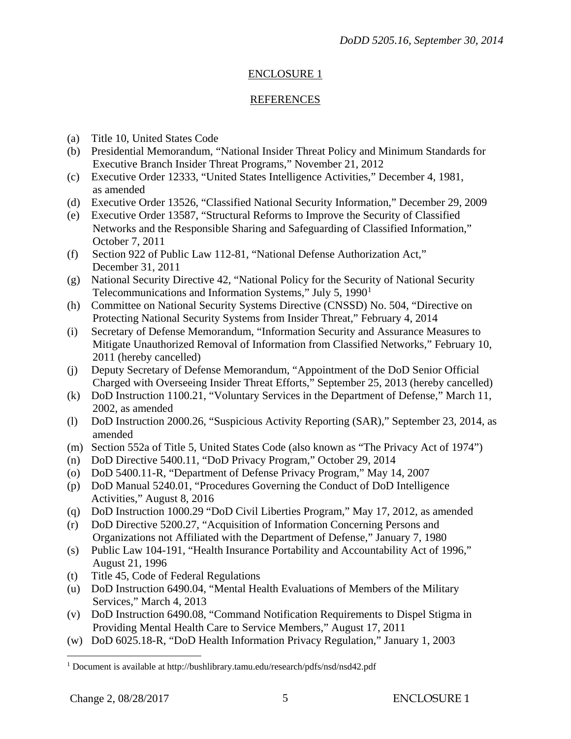## ENCLOSURE 1

## REFERENCES

(a) Title 10, United States Code
(b) Presidential Memorandum, "National Insider Threat Policy and Minimum Standards for Executive Branch Insider Threat Programs," November 21, 2012
(c) Executive Order 12333, "United States Intelligence Activities," December 4, 1981, as amended
(d) Executive Order 13526, "Classified National Security Information," December 29, 2009
(e) Executive Order 13587, "Structural Reforms to Improve the Security of Classified Networks and the Responsible Sharing and Safeguarding of Classified Information," October 7, 2011
(f) Section 922 of Public Law 112-81, "National Defense Authorization Act," December 31, 2011
(g) National Security Directive 42, "National Policy for the Security of National Security Telecommunications and Information Systems," July 5, 1990[1]
(h) Committee on National Security Systems Directive (CNSSD) No. 504, "Directive on Protecting National Security Systems from Insider Threat," February 4, 2014
(i) Secretary of Defense Memorandum, "Information Security and Assurance Measures to Mitigate Unauthorized Removal of Information from Classified Networks," February 10, 2011 (hereby cancelled)
(j) Deputy Secretary of Defense Memorandum, "Appointment of the DoD Senior Official Charged with Overseeing Insider Threat Efforts," September 25, 2013 (hereby cancelled)
(k) DoD Instruction 1100.21, "Voluntary Services in the Department of Defense," March 11, 2002, as amended
(l) DoD Instruction 2000.26, "Suspicious Activity Reporting (SAR)," September 23, 2014, as amended
(m) Section 552a of Title 5, United States Code (also known as "The Privacy Act of 1974")
(n) DoD Directive 5400.11, "DoD Privacy Program," October 29, 2014
(o) DoD 5400.11-R, "Department of Defense Privacy Program," May 14, 2007
(p) DoD Manual 5240.01, "Procedures Governing the Conduct of DoD Intelligence Activities," August 8, 2016
(q) DoD Instruction 1000.29 "DoD Civil Liberties Program," May 17, 2012, as amended
(r) DoD Directive 5200.27, "Acquisition of Information Concerning Persons and Organizations not Affiliated with the Department of Defense," January 7, 1980
(s) Public Law 104-191, "Health Insurance Portability and Accountability Act of 1996," August 21, 1996
(t) Title 45, Code of Federal Regulations
(u) DoD Instruction 6490.04, "Mental Health Evaluations of Members of the Military Services," March 4, 2013
(v) DoD Instruction 6490.08, "Command Notification Requirements to Dispel Stigma in Providing Mental Health Care to Service Members," August 17, 2011
(w) DoD 6025.18-R, "DoD Health Information Privacy Regulation," January 1, 2003

---

[1] Document is available at http://bushlibrary.tamu.edu/research/pdfs/nsd/nsd42.pdf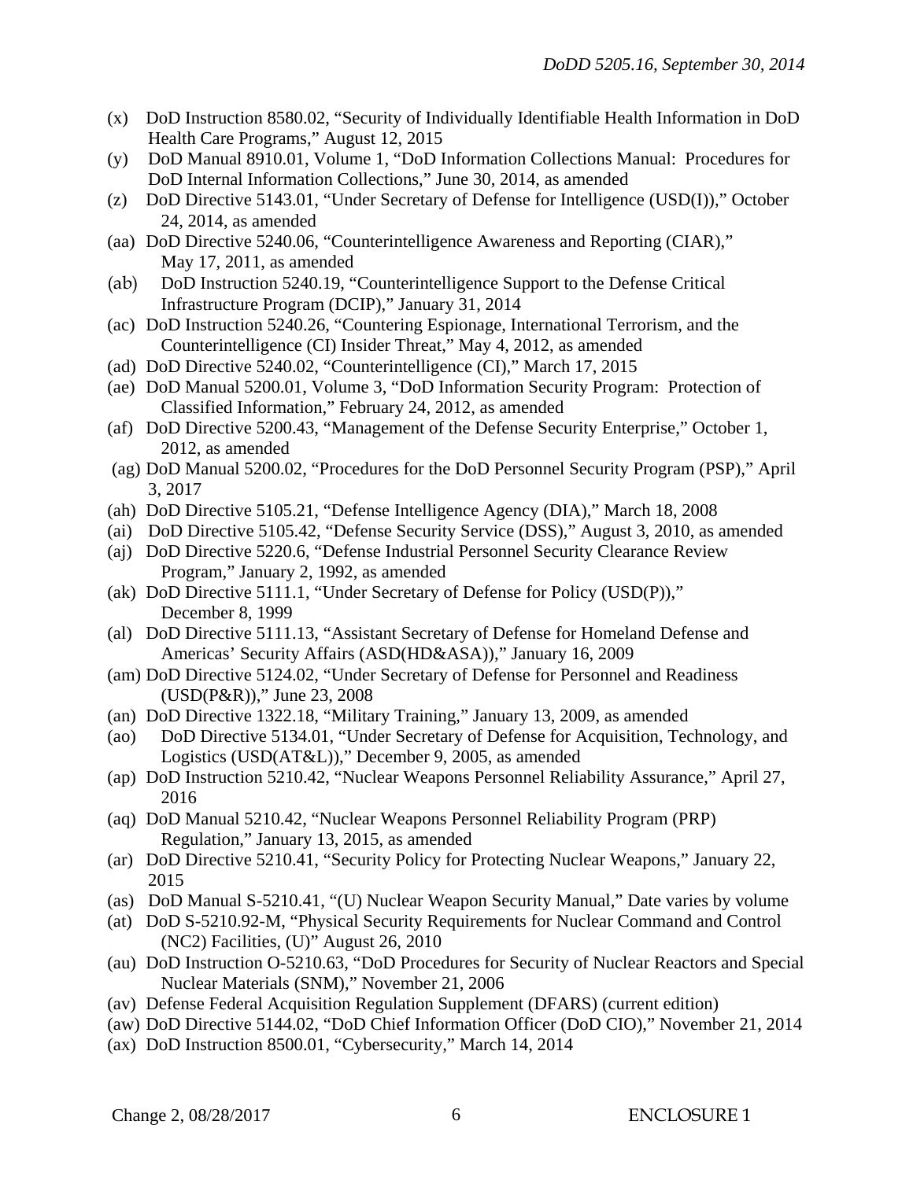(x) DoD Instruction 8580.02, "Security of Individually Identifiable Health Information in DoD Health Care Programs," August 12, 2015

(y) DoD Manual 8910.01, Volume 1, "DoD Information Collections Manual: Procedures for DoD Internal Information Collections," June 30, 2014, as amended

(z) DoD Directive 5143.01, "Under Secretary of Defense for Intelligence (USD(I))," October 24, 2014, as amended

(aa) DoD Directive 5240.06, "Counterintelligence Awareness and Reporting (CIAR)," May 17, 2011, as amended

(ab) DoD Instruction 5240.19, "Counterintelligence Support to the Defense Critical Infrastructure Program (DCIP)," January 31, 2014

(ac) DoD Instruction 5240.26, "Countering Espionage, International Terrorism, and the Counterintelligence (CI) Insider Threat," May 4, 2012, as amended

(ad) DoD Directive 5240.02, "Counterintelligence (CI)," March 17, 2015

(ae) DoD Manual 5200.01, Volume 3, "DoD Information Security Program: Protection of Classified Information," February 24, 2012, as amended

(af) DoD Directive 5200.43, "Management of the Defense Security Enterprise," October 1, 2012, as amended

(ag) DoD Manual 5200.02, "Procedures for the DoD Personnel Security Program (PSP)," April 3, 2017

(ah) DoD Directive 5105.21, "Defense Intelligence Agency (DIA)," March 18, 2008

(ai) DoD Directive 5105.42, "Defense Security Service (DSS)," August 3, 2010, as amended

(aj) DoD Directive 5220.6, "Defense Industrial Personnel Security Clearance Review Program," January 2, 1992, as amended

(ak) DoD Directive 5111.1, "Under Secretary of Defense for Policy (USD(P))," December 8, 1999

(al) DoD Directive 5111.13, "Assistant Secretary of Defense for Homeland Defense and Americas' Security Affairs (ASD(HD&ASA))," January 16, 2009

(am) DoD Directive 5124.02, "Under Secretary of Defense for Personnel and Readiness (USD(P&R))," June 23, 2008

(an) DoD Directive 1322.18, "Military Training," January 13, 2009, as amended

(ao) DoD Directive 5134.01, "Under Secretary of Defense for Acquisition, Technology, and Logistics (USD(AT&L))," December 9, 2005, as amended

(ap) DoD Instruction 5210.42, "Nuclear Weapons Personnel Reliability Assurance," April 27, 2016

(aq) DoD Manual 5210.42, "Nuclear Weapons Personnel Reliability Program (PRP) Regulation," January 13, 2015, as amended

(ar) DoD Directive 5210.41, "Security Policy for Protecting Nuclear Weapons," January 22, 2015

(as) DoD Manual S-5210.41, "(U) Nuclear Weapon Security Manual," Date varies by volume

(at) DoD S-5210.92-M, "Physical Security Requirements for Nuclear Command and Control (NC2) Facilities, (U)" August 26, 2010

(au) DoD Instruction O-5210.63, "DoD Procedures for Security of Nuclear Reactors and Special Nuclear Materials (SNM)," November 21, 2006

(av) Defense Federal Acquisition Regulation Supplement (DFARS) (current edition)

(aw) DoD Directive 5144.02, "DoD Chief Information Officer (DoD CIO)," November 21, 2014

(ax) DoD Instruction 8500.01, "Cybersecurity," March 14, 2014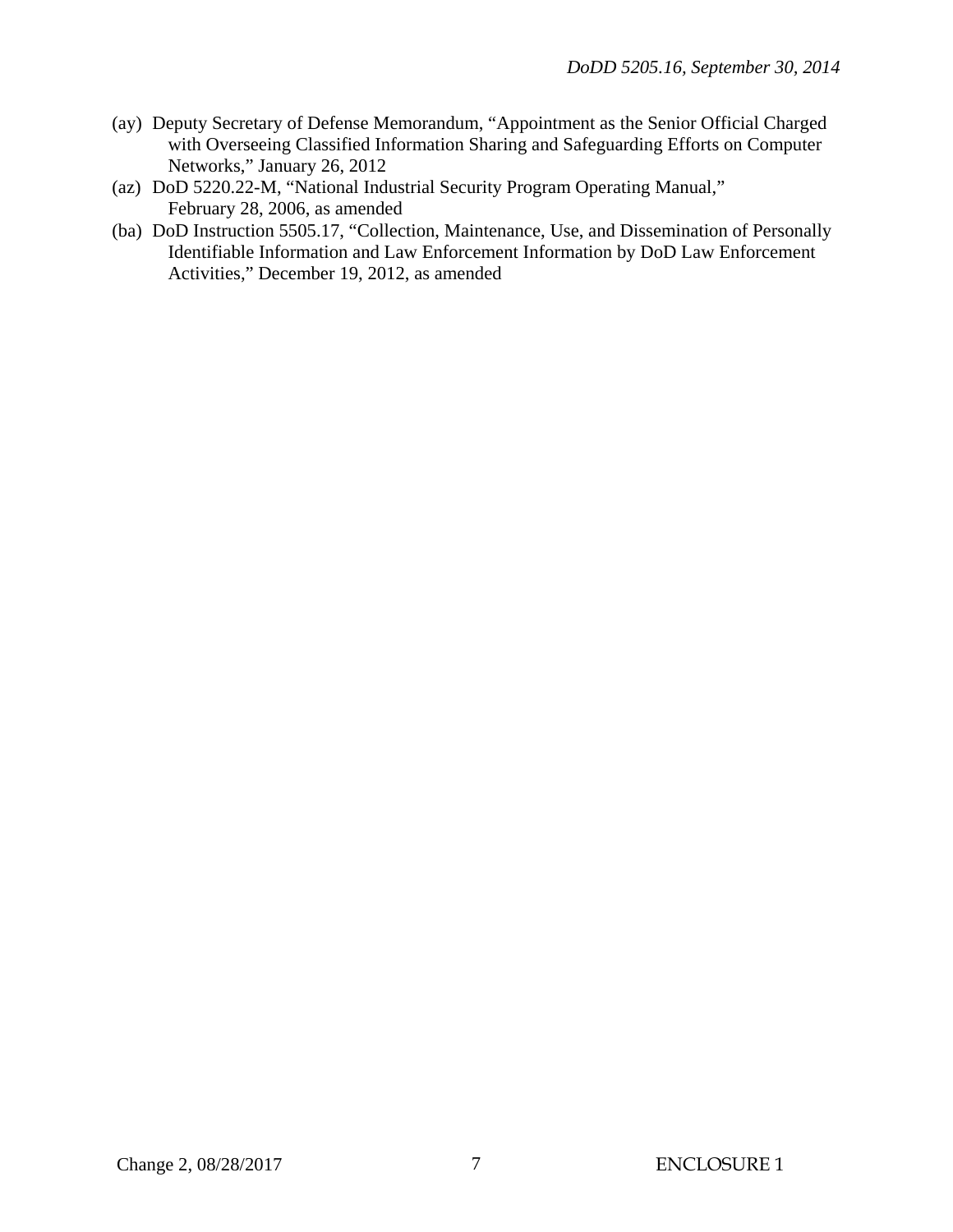(ay) Deputy Secretary of Defense Memorandum, "Appointment as the Senior Official Charged with Overseeing Classified Information Sharing and Safeguarding Efforts on Computer Networks," January 26, 2012

(az) DoD 5220.22-M, "National Industrial Security Program Operating Manual," February 28, 2006, as amended

(ba) DoD Instruction 5505.17, "Collection, Maintenance, Use, and Dissemination of Personally Identifiable Information and Law Enforcement Information by DoD Law Enforcement Activities," December 19, 2012, as amended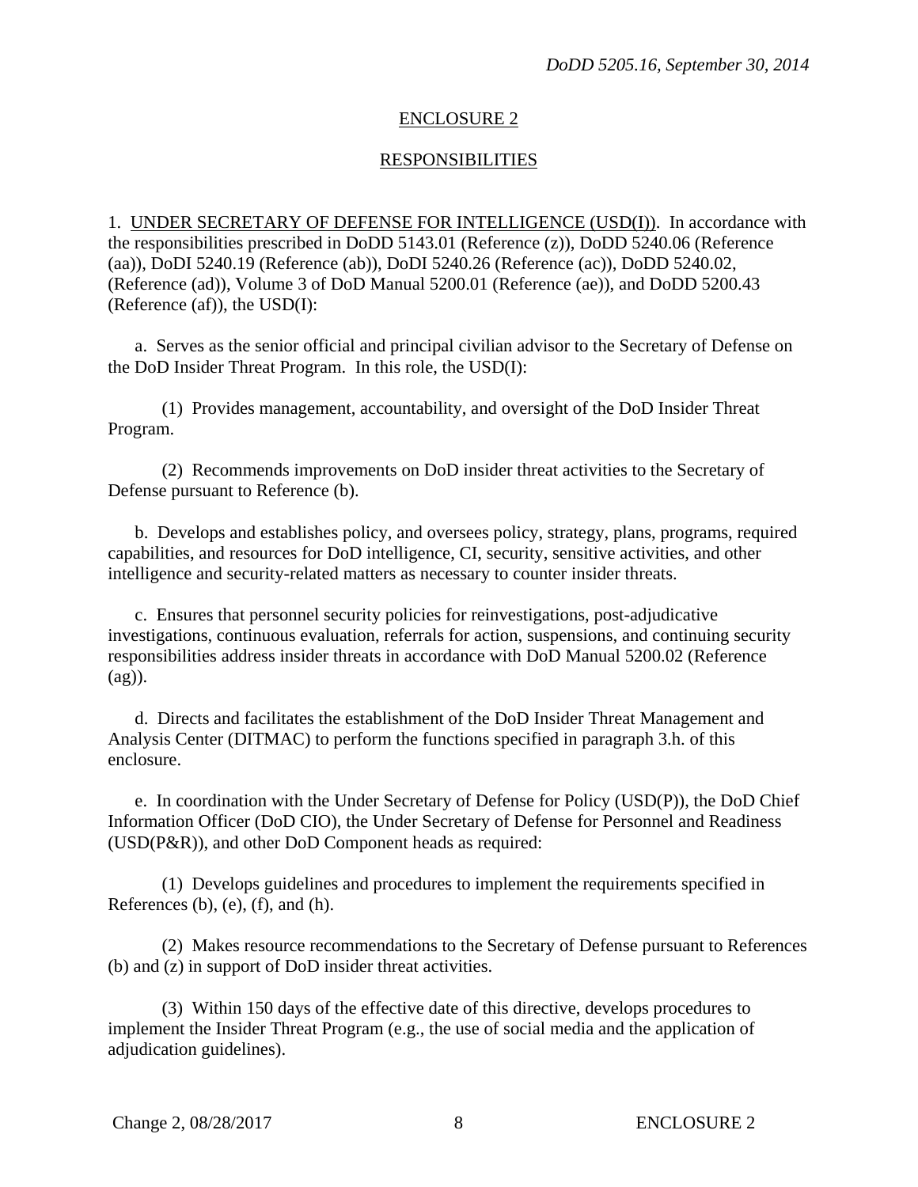## ENCLOSURE 2

## RESPONSIBILITIES

1. UNDER SECRETARY OF DEFENSE FOR INTELLIGENCE (USD(I)). In accordance with the responsibilities prescribed in DoDD 5143.01 (Reference (z)), DoDD 5240.06 (Reference (aa)), DoDI 5240.19 (Reference (ab)), DoDI 5240.26 (Reference (ac)), DoDD 5240.02, (Reference (ad)), Volume 3 of DoD Manual 5200.01 (Reference (ae)), and DoDD 5200.43 (Reference (af)), the USD(I):

a. Serves as the senior official and principal civilian advisor to the Secretary of Defense on the DoD Insider Threat Program. In this role, the USD(I):

(1) Provides management, accountability, and oversight of the DoD Insider Threat Program.

(2) Recommends improvements on DoD insider threat activities to the Secretary of Defense pursuant to Reference (b).

b. Develops and establishes policy, and oversees policy, strategy, plans, programs, required capabilities, and resources for DoD intelligence, CI, security, sensitive activities, and other intelligence and security-related matters as necessary to counter insider threats.

c. Ensures that personnel security policies for reinvestigations, post-adjudicative investigations, continuous evaluation, referrals for action, suspensions, and continuing security responsibilities address insider threats in accordance with DoD Manual 5200.02 (Reference (ag)).

d. Directs and facilitates the establishment of the DoD Insider Threat Management and Analysis Center (DITMAC) to perform the functions specified in paragraph 3.h. of this enclosure.

e. In coordination with the Under Secretary of Defense for Policy (USD(P)), the DoD Chief Information Officer (DoD CIO), the Under Secretary of Defense for Personnel and Readiness (USD(P&R)), and other DoD Component heads as required:

(1) Develops guidelines and procedures to implement the requirements specified in References (b), (e), (f), and (h).

(2) Makes resource recommendations to the Secretary of Defense pursuant to References (b) and (z) in support of DoD insider threat activities.

(3) Within 150 days of the effective date of this directive, develops procedures to implement the Insider Threat Program (e.g., the use of social media and the application of adjudication guidelines).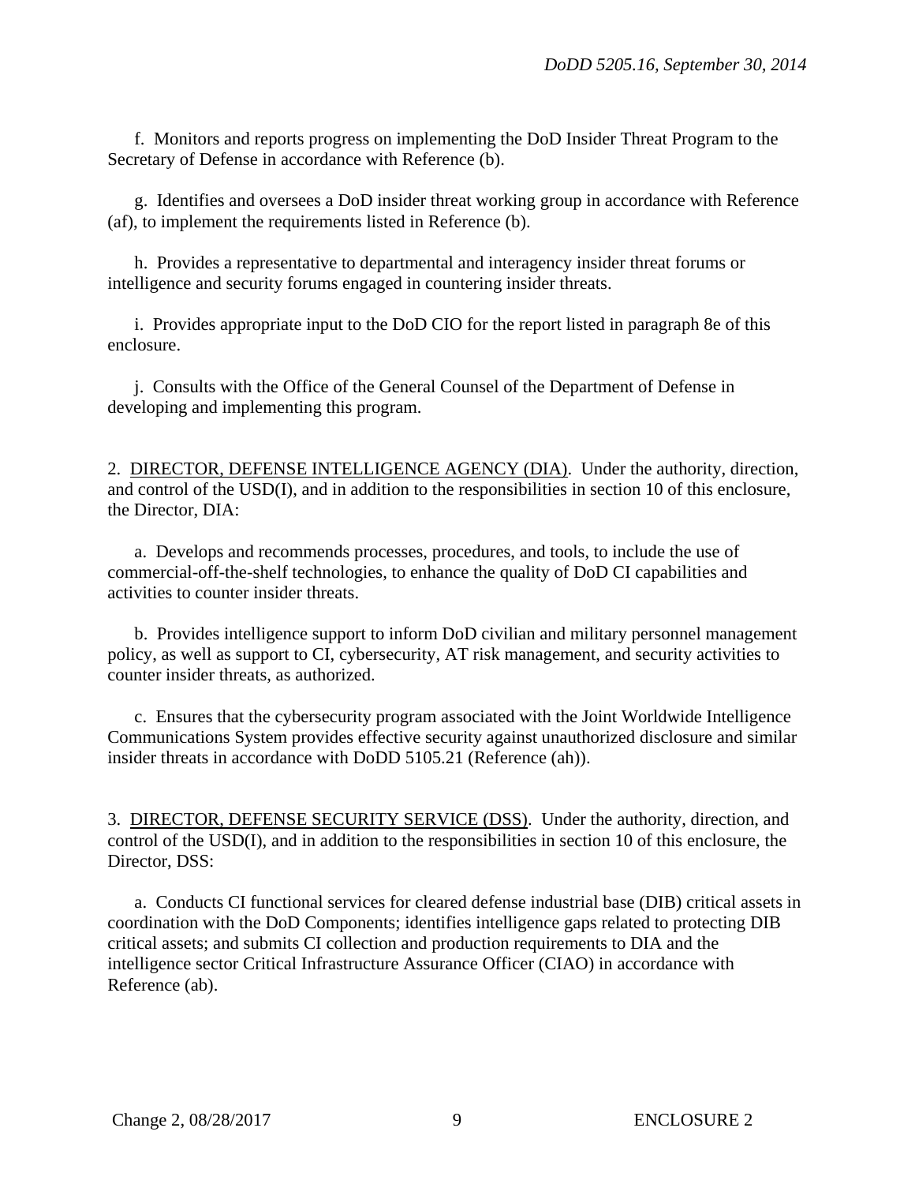f. Monitors and reports progress on implementing the DoD Insider Threat Program to the Secretary of Defense in accordance with Reference (b).

g. Identifies and oversees a DoD insider threat working group in accordance with Reference (af), to implement the requirements listed in Reference (b).

h. Provides a representative to departmental and interagency insider threat forums or intelligence and security forums engaged in countering insider threats.

i. Provides appropriate input to the DoD CIO for the report listed in paragraph 8e of this enclosure.

j. Consults with the Office of the General Counsel of the Department of Defense in developing and implementing this program.

2. DIRECTOR, DEFENSE INTELLIGENCE AGENCY (DIA). Under the authority, direction, and control of the USD(I), and in addition to the responsibilities in section 10 of this enclosure, the Director, DIA:

a. Develops and recommends processes, procedures, and tools, to include the use of commercial-off-the-shelf technologies, to enhance the quality of DoD CI capabilities and activities to counter insider threats.

b. Provides intelligence support to inform DoD civilian and military personnel management policy, as well as support to CI, cybersecurity, AT risk management, and security activities to counter insider threats, as authorized.

c. Ensures that the cybersecurity program associated with the Joint Worldwide Intelligence Communications System provides effective security against unauthorized disclosure and similar insider threats in accordance with DoDD 5105.21 (Reference (ah)).

3. DIRECTOR, DEFENSE SECURITY SERVICE (DSS). Under the authority, direction, and control of the USD(I), and in addition to the responsibilities in section 10 of this enclosure, the Director, DSS:

a. Conducts CI functional services for cleared defense industrial base (DIB) critical assets in coordination with the DoD Components; identifies intelligence gaps related to protecting DIB critical assets; and submits CI collection and production requirements to DIA and the intelligence sector Critical Infrastructure Assurance Officer (CIAO) in accordance with Reference (ab).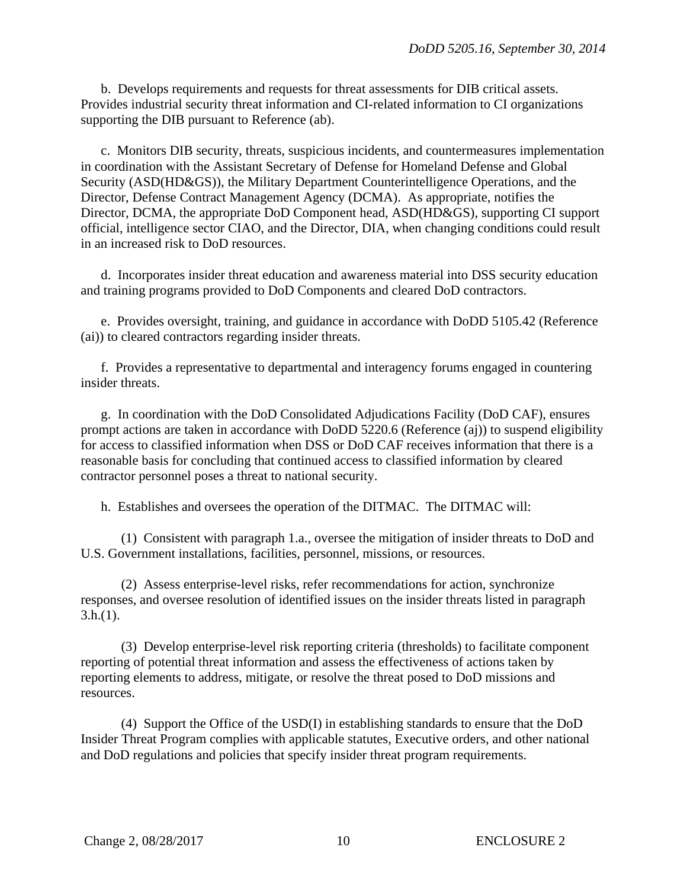b. Develops requirements and requests for threat assessments for DIB critical assets. Provides industrial security threat information and CI-related information to CI organizations supporting the DIB pursuant to Reference (ab).

c. Monitors DIB security, threats, suspicious incidents, and countermeasures implementation in coordination with the Assistant Secretary of Defense for Homeland Defense and Global Security (ASD(HD&GS)), the Military Department Counterintelligence Operations, and the Director, Defense Contract Management Agency (DCMA). As appropriate, notifies the Director, DCMA, the appropriate DoD Component head, ASD(HD&GS), supporting CI support official, intelligence sector CIAO, and the Director, DIA, when changing conditions could result in an increased risk to DoD resources.

d. Incorporates insider threat education and awareness material into DSS security education and training programs provided to DoD Components and cleared DoD contractors.

e. Provides oversight, training, and guidance in accordance with DoDD 5105.42 (Reference (ai)) to cleared contractors regarding insider threats.

f. Provides a representative to departmental and interagency forums engaged in countering insider threats.

g. In coordination with the DoD Consolidated Adjudications Facility (DoD CAF), ensures prompt actions are taken in accordance with DoDD 5220.6 (Reference (aj)) to suspend eligibility for access to classified information when DSS or DoD CAF receives information that there is a reasonable basis for concluding that continued access to classified information by cleared contractor personnel poses a threat to national security.

h. Establishes and oversees the operation of the DITMAC. The DITMAC will:

(1) Consistent with paragraph 1.a., oversee the mitigation of insider threats to DoD and U.S. Government installations, facilities, personnel, missions, or resources.

(2) Assess enterprise-level risks, refer recommendations for action, synchronize responses, and oversee resolution of identified issues on the insider threats listed in paragraph 3.h.(1).

(3) Develop enterprise-level risk reporting criteria (thresholds) to facilitate component reporting of potential threat information and assess the effectiveness of actions taken by reporting elements to address, mitigate, or resolve the threat posed to DoD missions and resources.

(4) Support the Office of the USD(I) in establishing standards to ensure that the DoD Insider Threat Program complies with applicable statutes, Executive orders, and other national and DoD regulations and policies that specify insider threat program requirements.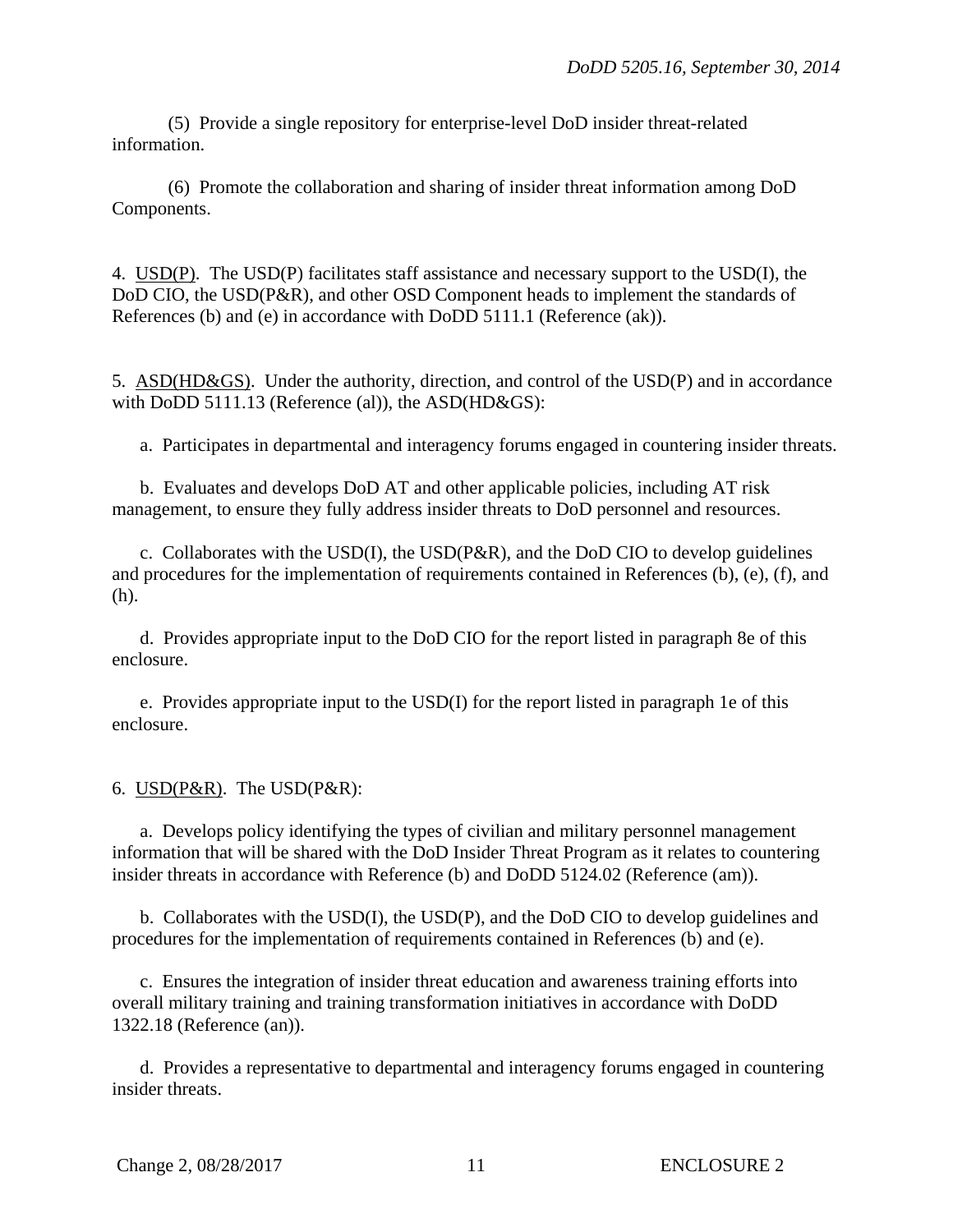(5) Provide a single repository for enterprise-level DoD insider threat-related information.

(6) Promote the collaboration and sharing of insider threat information among DoD Components.

4. USD(P). The USD(P) facilitates staff assistance and necessary support to the USD(I), the DoD CIO, the USD(P&R), and other OSD Component heads to implement the standards of References (b) and (e) in accordance with DoDD 5111.1 (Reference (ak)).

5. ASD(HD&GS). Under the authority, direction, and control of the USD(P) and in accordance with DoDD 5111.13 (Reference (al)), the ASD(HD&GS):

a. Participates in departmental and interagency forums engaged in countering insider threats.

b. Evaluates and develops DoD AT and other applicable policies, including AT risk management, to ensure they fully address insider threats to DoD personnel and resources.

c. Collaborates with the USD(I), the USD(P&R), and the DoD CIO to develop guidelines and procedures for the implementation of requirements contained in References (b), (e), (f), and (h).

d. Provides appropriate input to the DoD CIO for the report listed in paragraph 8e of this enclosure.

e. Provides appropriate input to the USD(I) for the report listed in paragraph 1e of this enclosure.

6. USD(P&R). The USD(P&R):

a. Develops policy identifying the types of civilian and military personnel management information that will be shared with the DoD Insider Threat Program as it relates to countering insider threats in accordance with Reference (b) and DoDD 5124.02 (Reference (am)).

b. Collaborates with the USD(I), the USD(P), and the DoD CIO to develop guidelines and procedures for the implementation of requirements contained in References (b) and (e).

c. Ensures the integration of insider threat education and awareness training efforts into overall military training and training transformation initiatives in accordance with DoDD 1322.18 (Reference (an)).

d. Provides a representative to departmental and interagency forums engaged in countering insider threats.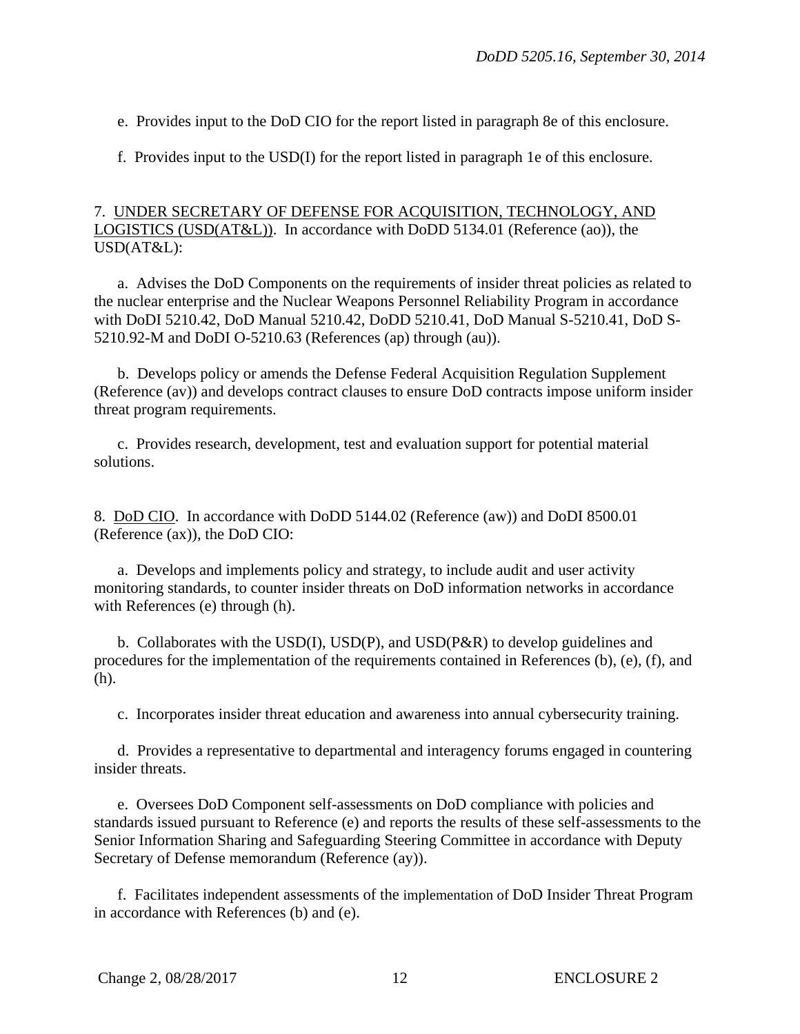e. Provides input to the DoD CIO for the report listed in paragraph 8e of this enclosure.

f. Provides input to the USD(I) for the report listed in paragraph 1e of this enclosure.

7. UNDER SECRETARY OF DEFENSE FOR ACQUISITION, TECHNOLOGY, AND LOGISTICS (USD(AT&L)). In accordance with DoDD 5134.01 (Reference (ao)), the USD(AT&L):

a. Advises the DoD Components on the requirements of insider threat policies as related to the nuclear enterprise and the Nuclear Weapons Personnel Reliability Program in accordance with DoDI 5210.42, DoD Manual 5210.42, DoDD 5210.41, DoD Manual S-5210.41, DoD S-5210.92-M and DoDI O-5210.63 (References (ap) through (au)).

b. Develops policy or amends the Defense Federal Acquisition Regulation Supplement (Reference (av)) and develops contract clauses to ensure DoD contracts impose uniform insider threat program requirements.

c. Provides research, development, test and evaluation support for potential material solutions.

8. DoD CIO. In accordance with DoDD 5144.02 (Reference (aw)) and DoDI 8500.01 (Reference (ax)), the DoD CIO:

a. Develops and implements policy and strategy, to include audit and user activity monitoring standards, to counter insider threats on DoD information networks in accordance with References (e) through (h).

b. Collaborates with the USD(I), USD(P), and USD(P&R) to develop guidelines and procedures for the implementation of the requirements contained in References (b), (e), (f), and (h).

c. Incorporates insider threat education and awareness into annual cybersecurity training.

d. Provides a representative to departmental and interagency forums engaged in countering insider threats.

e. Oversees DoD Component self-assessments on DoD compliance with policies and standards issued pursuant to Reference (e) and reports the results of these self-assessments to the Senior Information Sharing and Safeguarding Steering Committee in accordance with Deputy Secretary of Defense memorandum (Reference (ay)).

f. Facilitates independent assessments of the implementation of DoD Insider Threat Program in accordance with References (b) and (e).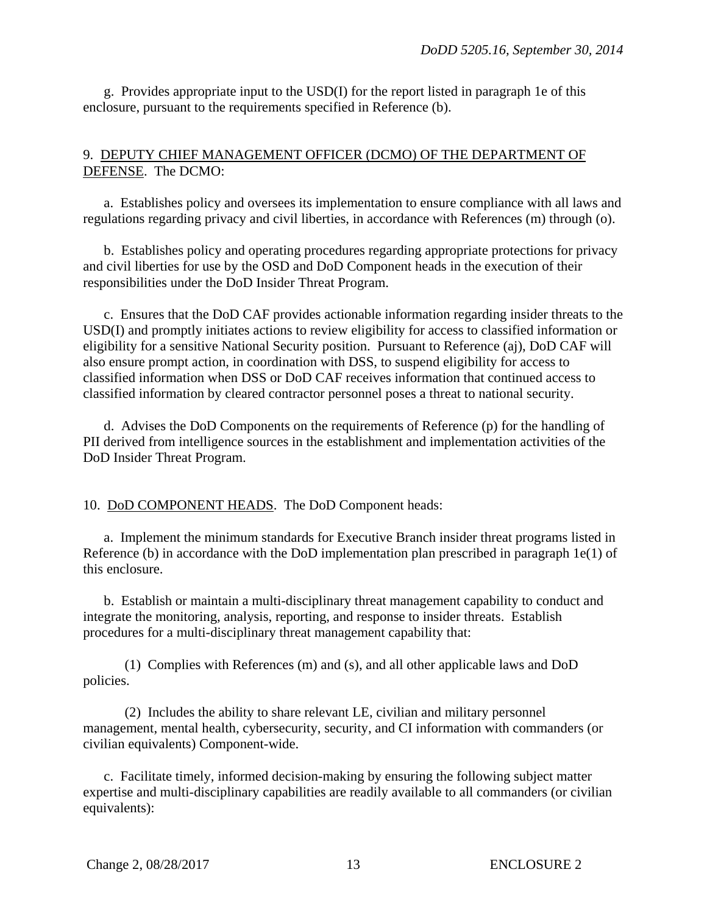g. Provides appropriate input to the USD(I) for the report listed in paragraph 1e of this enclosure, pursuant to the requirements specified in Reference (b).

9. DEPUTY CHIEF MANAGEMENT OFFICER (DCMO) OF THE DEPARTMENT OF DEFENSE. The DCMO:

a. Establishes policy and oversees its implementation to ensure compliance with all laws and regulations regarding privacy and civil liberties, in accordance with References (m) through (o).

b. Establishes policy and operating procedures regarding appropriate protections for privacy and civil liberties for use by the OSD and DoD Component heads in the execution of their responsibilities under the DoD Insider Threat Program.

c. Ensures that the DoD CAF provides actionable information regarding insider threats to the USD(I) and promptly initiates actions to review eligibility for access to classified information or eligibility for a sensitive National Security position. Pursuant to Reference (aj), DoD CAF will also ensure prompt action, in coordination with DSS, to suspend eligibility for access to classified information when DSS or DoD CAF receives information that continued access to classified information by cleared contractor personnel poses a threat to national security.

d. Advises the DoD Components on the requirements of Reference (p) for the handling of PII derived from intelligence sources in the establishment and implementation activities of the DoD Insider Threat Program.

10. DoD COMPONENT HEADS. The DoD Component heads:

a. Implement the minimum standards for Executive Branch insider threat programs listed in Reference (b) in accordance with the DoD implementation plan prescribed in paragraph 1e(1) of this enclosure.

b. Establish or maintain a multi-disciplinary threat management capability to conduct and integrate the monitoring, analysis, reporting, and response to insider threats. Establish procedures for a multi-disciplinary threat management capability that:

(1) Complies with References (m) and (s), and all other applicable laws and DoD policies.

(2) Includes the ability to share relevant LE, civilian and military personnel management, mental health, cybersecurity, security, and CI information with commanders (or civilian equivalents) Component-wide.

c. Facilitate timely, informed decision-making by ensuring the following subject matter expertise and multi-disciplinary capabilities are readily available to all commanders (or civilian equivalents):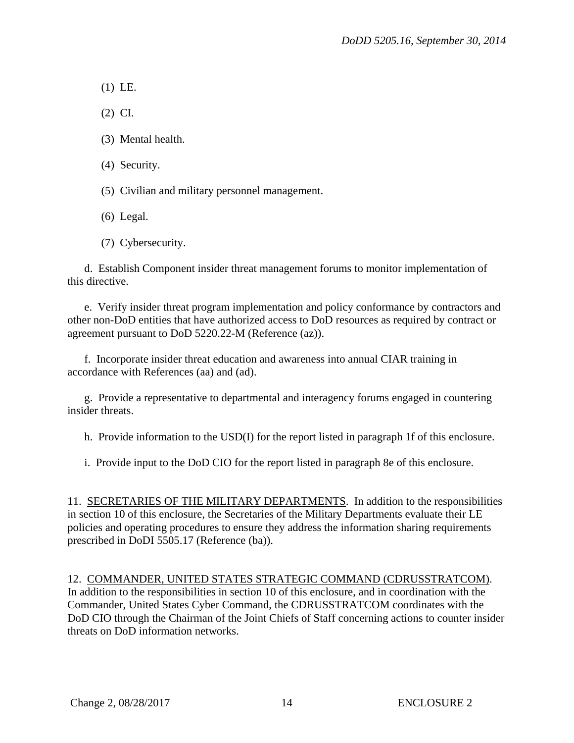(1) LE.

(2) CI.

(3) Mental health.

(4) Security.

(5) Civilian and military personnel management.

(6) Legal.

(7) Cybersecurity.

d. Establish Component insider threat management forums to monitor implementation of this directive.

e. Verify insider threat program implementation and policy conformance by contractors and other non-DoD entities that have authorized access to DoD resources as required by contract or agreement pursuant to DoD 5220.22-M (Reference (az)).

f. Incorporate insider threat education and awareness into annual CIAR training in accordance with References (aa) and (ad).

g. Provide a representative to departmental and interagency forums engaged in countering insider threats.

h. Provide information to the USD(I) for the report listed in paragraph 1f of this enclosure.

i. Provide input to the DoD CIO for the report listed in paragraph 8e of this enclosure.

11. <u>SECRETARIES OF THE MILITARY DEPARTMENTS</u>. In addition to the responsibilities in section 10 of this enclosure, the Secretaries of the Military Departments evaluate their LE policies and operating procedures to ensure they address the information sharing requirements prescribed in DoDI 5505.17 (Reference (ba)).

12. <u>COMMANDER, UNITED STATES STRATEGIC COMMAND (CDRUSSTRATCOM)</u>. In addition to the responsibilities in section 10 of this enclosure, and in coordination with the Commander, United States Cyber Command, the CDRUSSTRATCOM coordinates with the DoD CIO through the Chairman of the Joint Chiefs of Staff concerning actions to counter insider threats on DoD information networks.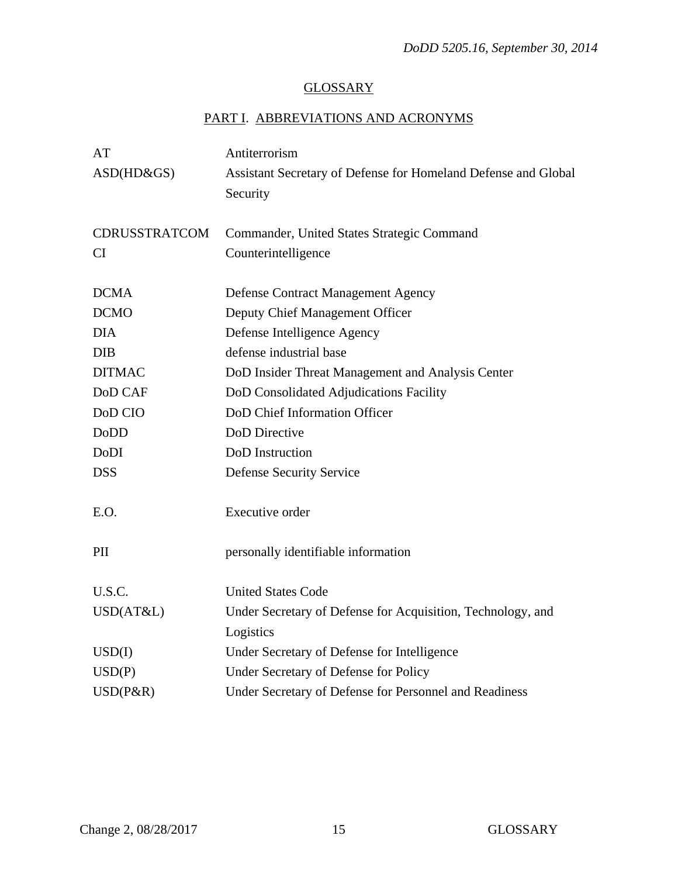## GLOSSARY

### PART I. ABBREVIATIONS AND ACRONYMS

| | |
|---|---|
| AT | Antiterrorism |
| ASD(HD&GS) | Assistant Secretary of Defense for Homeland Defense and Global Security |
| CDRUSSTRATCOM | Commander, United States Strategic Command |
| CI | Counterintelligence |
| DCMA | Defense Contract Management Agency |
| DCMO | Deputy Chief Management Officer |
| DIA | Defense Intelligence Agency |
| DIB | defense industrial base |
| DITMAC | DoD Insider Threat Management and Analysis Center |
| DoD CAF | DoD Consolidated Adjudications Facility |
| DoD CIO | DoD Chief Information Officer |
| DoDD | DoD Directive |
| DoDI | DoD Instruction |
| DSS | Defense Security Service |
| E.O. | Executive order |
| PII | personally identifiable information |
| U.S.C. | United States Code |
| USD(AT&L) | Under Secretary of Defense for Acquisition, Technology, and Logistics |
| USD(I) | Under Secretary of Defense for Intelligence |
| USD(P) | Under Secretary of Defense for Policy |
| USD(P&R) | Under Secretary of Defense for Personnel and Readiness |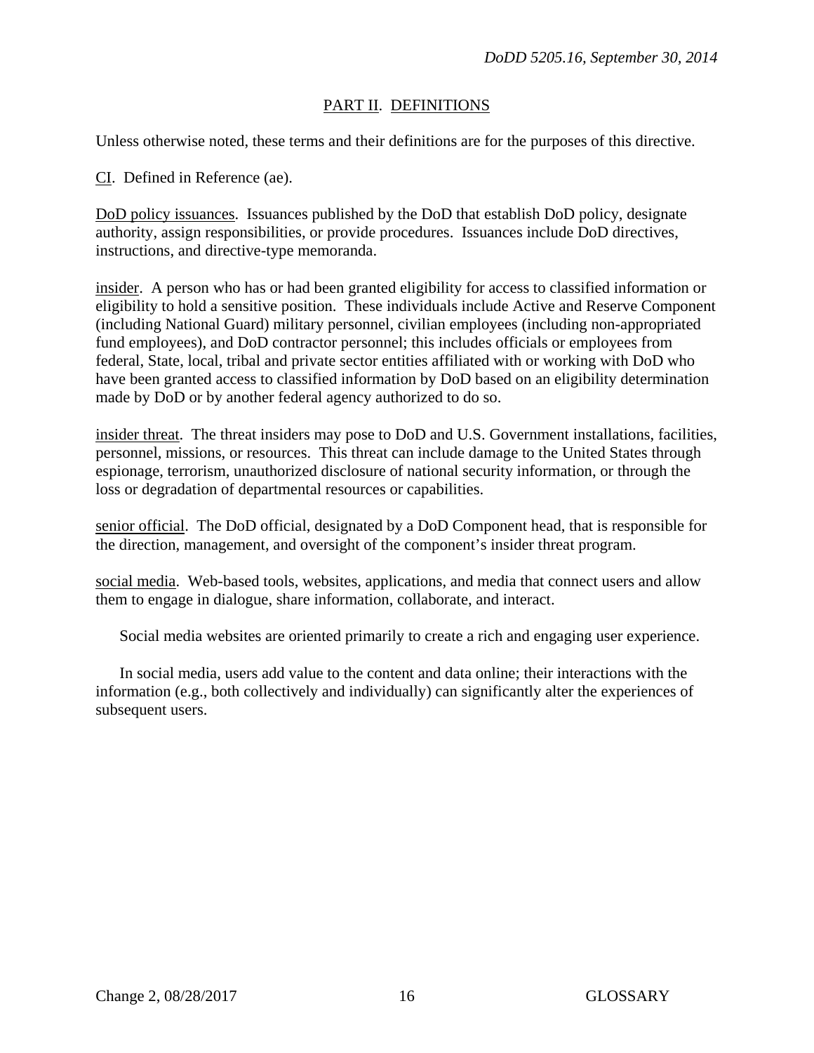## PART II. DEFINITIONS

Unless otherwise noted, these terms and their definitions are for the purposes of this directive.

CI. Defined in Reference (ae).

DoD policy issuances. Issuances published by the DoD that establish DoD policy, designate authority, assign responsibilities, or provide procedures. Issuances include DoD directives, instructions, and directive-type memoranda.

insider. A person who has or had been granted eligibility for access to classified information or eligibility to hold a sensitive position. These individuals include Active and Reserve Component (including National Guard) military personnel, civilian employees (including non-appropriated fund employees), and DoD contractor personnel; this includes officials or employees from federal, State, local, tribal and private sector entities affiliated with or working with DoD who have been granted access to classified information by DoD based on an eligibility determination made by DoD or by another federal agency authorized to do so.

insider threat. The threat insiders may pose to DoD and U.S. Government installations, facilities, personnel, missions, or resources. This threat can include damage to the United States through espionage, terrorism, unauthorized disclosure of national security information, or through the loss or degradation of departmental resources or capabilities.

senior official. The DoD official, designated by a DoD Component head, that is responsible for the direction, management, and oversight of the component's insider threat program.

social media. Web-based tools, websites, applications, and media that connect users and allow them to engage in dialogue, share information, collaborate, and interact.

Social media websites are oriented primarily to create a rich and engaging user experience.

In social media, users add value to the content and data online; their interactions with the information (e.g., both collectively and individually) can significantly alter the experiences of subsequent users.